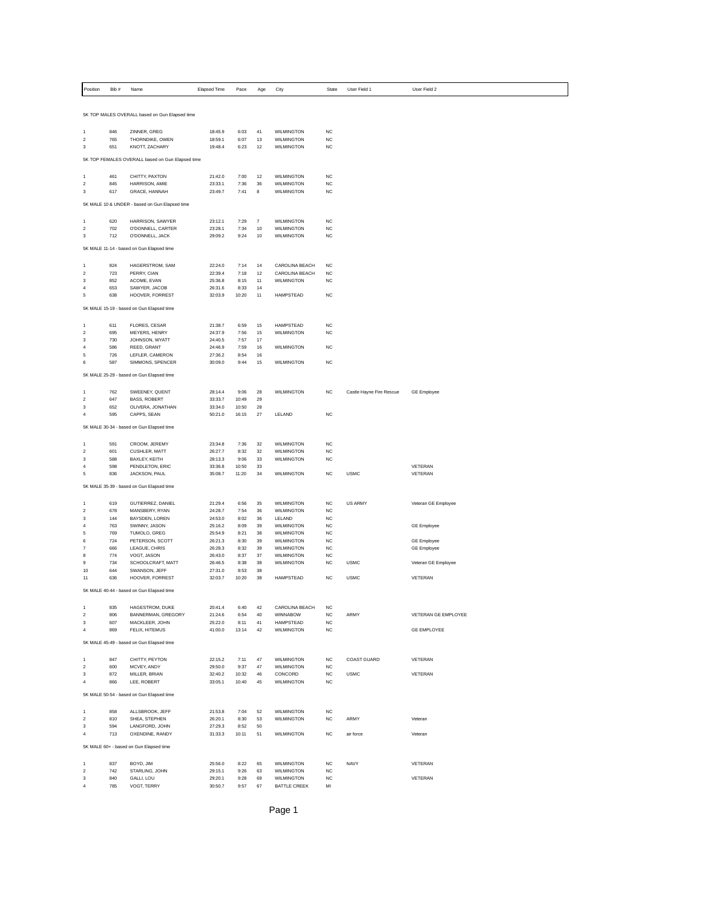| Position | Bib # | Name | Elapsed Time | Pace | Age | City | State | User Field 1 | User Field 2 |
|---|---|---|---|---|---|---|---|---|---|

5K TOP MALES OVERALL based on Gun Elapsed time

| Position | Bib # | Name | Elapsed Time | Pace | Age | City | State | User Field 1 | User Field 2 |
|---|---|---|---|---|---|---|---|---|---|
| 1 | 846 | ZINNER, GREG | 18:45.9 | 6:03 | 41 | WILMINGTON | NC | | |
| 2 | 765 | THORNDIKE, OWEN | 18:59.1 | 6:07 | 13 | WILMINGTON | NC | | |
| 3 | 651 | KNOTT, ZACHARY | 19:48.4 | 6:23 | 12 | WILMINGTON | NC | | |

5K TOP FEMALES OVERALL based on Gun Elapsed time

| Position | Bib # | Name | Elapsed Time | Pace | Age | City | State | User Field 1 | User Field 2 |
|---|---|---|---|---|---|---|---|---|---|
| 1 | 461 | CHITTY, PAXTON | 21:42.0 | 7:00 | 12 | WILMINGTON | NC | | |
| 2 | 845 | HARRISON, AMIE | 23:33.1 | 7:36 | 36 | WILMINGTON | NC | | |
| 3 | 617 | GRACE, HANNAH | 23:49.7 | 7:41 | 8 | WILMINGTON | NC | | |

5K MALE 10 & UNDER - based on Gun Elapsed time

| Position | Bib # | Name | Elapsed Time | Pace | Age | City | State | User Field 1 | User Field 2 |
|---|---|---|---|---|---|---|---|---|---|
| 1 | 620 | HARRISON, SAWYER | 23:12.1 | 7:29 | 7 | WILMINGTON | NC | | |
| 2 | 702 | O'DONNELL, CARTER | 23:28.1 | 7:34 | 10 | WILMINGTON | NC | | |
| 3 | 712 | O'DONNELL, JACK | 29:09.2 | 9:24 | 10 | WILMINGTON | NC | | |

5K MALE 11-14 - based on Gun Elapsed time

| Position | Bib # | Name | Elapsed Time | Pace | Age | City | State | User Field 1 | User Field 2 |
|---|---|---|---|---|---|---|---|---|---|
| 1 | 824 | HAGERSTROM, SAM | 22:24.0 | 7:14 | 14 | CAROLINA BEACH | NC | | |
| 2 | 723 | PERRY, CIAN | 22:39.4 | 7:18 | 12 | CAROLINA BEACH | NC | | |
| 3 | 852 | ACOME, EVAN | 25:36.8 | 8:15 | 11 | WILMINGTON | NC | | |
| 4 | 653 | SAWYER, JACOB | 26:31.6 | 8:33 | 14 | | | | |
| 5 | 638 | HOOVER, FORREST | 32:03.9 | 10:20 | 11 | HAMPSTEAD | NC | | |

5K MALE 15-19 - based on Gun Elapsed time

| Position | Bib # | Name | Elapsed Time | Pace | Age | City | State | User Field 1 | User Field 2 |
|---|---|---|---|---|---|---|---|---|---|
| 1 | 611 | FLORES, CESAR | 21:38.7 | 6:59 | 15 | HAMPSTEAD | NC | | |
| 2 | 695 | MEYERS, HENRY | 24:37.9 | 7:56 | 15 | WILMINGTON | NC | | |
| 3 | 730 | JOHNSON, WYATT | 24:40.5 | 7:57 | 17 | | | | |
| 4 | 586 | REED, GRANT | 24:46.9 | 7:59 | 16 | WILMINGTON | NC | | |
| 5 | 726 | LEFLER, CAMERON | 27:36.2 | 8:54 | 16 | | | | |
| 6 | 587 | SIMMONS, SPENCER | 30:09.0 | 9:44 | 15 | WILMINGTON | NC | | |

5K MALE 25-29 - based on Gun Elapsed time

| Position | Bib # | Name | Elapsed Time | Pace | Age | City | State | User Field 1 | User Field 2 |
|---|---|---|---|---|---|---|---|---|---|
| 1 | 762 | SWEENEY, QUENT | 28:14.4 | 9:06 | 28 | WILMINGTON | NC | Castle Hayne Fire Rescue | GE Employee |
| 2 | 647 | BASS, ROBERT | 33:33.7 | 10:49 | 29 | | | | |
| 3 | 652 | OLIVERA, JONATHAN | 33:34.0 | 10:50 | 28 | | | | |
| 4 | 595 | CAPPS, SEAN | 50:21.0 | 16:15 | 27 | LELAND | NC | | |

5K MALE 30-34 - based on Gun Elapsed time

| Position | Bib # | Name | Elapsed Time | Pace | Age | City | State | User Field 1 | User Field 2 |
|---|---|---|---|---|---|---|---|---|---|
| 1 | 591 | CROOM, JEREMY | 23:34.8 | 7:36 | 32 | WILMINGTON | NC | | |
| 2 | 601 | CUSHLER, MATT | 26:27.7 | 8:32 | 32 | WILMINGTON | NC | | |
| 3 | 588 | BAXLEY, KEITH | 28:13.3 | 9:06 | 33 | WILMINGTON | NC | | |
| 4 | 598 | PENDLETON, ERIC | 33:36.8 | 10:50 | 33 | | | | VETERAN |
| 5 | 836 | JACKSON, PAUL | 35:08.7 | 11:20 | 34 | WILMINGTON | NC | USMC | VETERAN |

5K MALE 35-39 - based on Gun Elapsed time

| Position | Bib # | Name | Elapsed Time | Pace | Age | City | State | User Field 1 | User Field 2 |
|---|---|---|---|---|---|---|---|---|---|
| 1 | 619 | GUTIERREZ, DANIEL | 21:29.4 | 6:56 | 35 | WILMINGTON | NC | US ARMY | Veteran GE Employee |
| 2 | 678 | MANSBERY, RYAN | 24:28.7 | 7:54 | 36 | WILMINGTON | NC | | |
| 3 | 144 | BAYSDEN, LOREN | 24:53.0 | 8:02 | 36 | LELAND | NC | | |
| 4 | 763 | SWINNY, JASON | 25:16.2 | 8:09 | 39 | WILMINGTON | NC | | GE Employee |
| 5 | 769 | TUMOLO, GREG | 25:54.9 | 8:21 | 38 | WILMINGTON | NC | | |
| 6 | 724 | PETERSON, SCOTT | 26:21.3 | 8:30 | 39 | WILMINGTON | NC | | GE Employee |
| 7 | 666 | LEAGUE, CHRIS | 26:28.3 | 8:32 | 39 | WILMINGTON | NC | | GE Employee |
| 8 | 774 | VOGT, JASON | 26:43.0 | 8:37 | 37 | WILMINGTON | NC | | |
| 9 | 734 | SCHOOLCRAFT, MATT | 26:46.5 | 8:38 | 38 | WILMINGTON | NC | USMC | Veteran GE Employee |
| 10 | 644 | SWANSON, JEFF | 27:31.0 | 8:53 | 38 | | | | |
| 11 | 636 | HOOVER, FORREST | 32:03.7 | 10:20 | 38 | HAMPSTEAD | NC | USMC | VETERAN |

5K MALE 40-44 - based on Gun Elapsed time

| Position | Bib # | Name | Elapsed Time | Pace | Age | City | State | User Field 1 | User Field 2 |
|---|---|---|---|---|---|---|---|---|---|
| 1 | 835 | HAGESTROM, DUKE | 20:41.4 | 6:40 | 42 | CAROLINA BEACH | NC | | |
| 2 | 806 | BANNERMAN, GREGORY | 21:24.6 | 6:54 | 40 | WINNABOW | NC | ARMY | VETERAN GE EMPLOYEE |
| 3 | 607 | MACKLEER, JOHN | 25:22.0 | 8:11 | 41 | HAMPSTEAD | NC | | |
| 4 | 869 | FELIX, HITEMUS | 41:00.0 | 13:14 | 42 | WILMINGTON | NC | | GE EMPLOYEE |

5K MALE 45-49 - based on Gun Elapsed time

| Position | Bib # | Name | Elapsed Time | Pace | Age | City | State | User Field 1 | User Field 2 |
|---|---|---|---|---|---|---|---|---|---|
| 1 | 847 | CHITTY, PEYTON | 22:15.2 | 7:11 | 47 | WILMINGTON | NC | COAST GUARD | VETERAN |
| 2 | 600 | MCVEY, ANDY | 29:50.0 | 9:37 | 47 | WILMINGTON | NC | | |
| 3 | 872 | MILLER, BRIAN | 32:40.2 | 10:32 | 46 | CONCORD | NC | USMC | VETERAN |
| 4 | 866 | LEE, ROBERT | 33:05.1 | 10:40 | 45 | WILMINGTON | NC | | |

5K MALE 50-54 - based on Gun Elapsed time

| Position | Bib # | Name | Elapsed Time | Pace | Age | City | State | User Field 1 | User Field 2 |
|---|---|---|---|---|---|---|---|---|---|
| 1 | 858 | ALLSBROOK, JEFF | 21:53.8 | 7:04 | 52 | WILMINGTON | NC | | |
| 2 | 810 | SHEA, STEPHEN | 26:20.1 | 8:30 | 53 | WILMINGTON | NC | ARMY | Veteran |
| 3 | 594 | LANGFORD, JOHN | 27:29.3 | 8:52 | 50 | | | | |
| 4 | 713 | OXENDINE, RANDY | 31:33.3 | 10:11 | 51 | WILMINGTON | NC | air force | Veteran |

5K MALE 60+ - based on Gun Elapsed time

| Position | Bib # | Name | Elapsed Time | Pace | Age | City | State | User Field 1 | User Field 2 |
|---|---|---|---|---|---|---|---|---|---|
| 1 | 837 | BOYD, JIM | 25:56.0 | 8:22 | 65 | WILMINGTON | NC | NAVY | VETERAN |
| 2 | 742 | STARLING, JOHN | 29:15.1 | 9:26 | 63 | WILMINGTON | NC | | |
| 3 | 840 | GALLI, LOU | 29:20.1 | 9:28 | 69 | WILMINGTON | NC | | VETERAN |
| 4 | 785 | VOGT, TERRY | 30:50.7 | 9:57 | 67 | BATTLE CREEK | MI | | |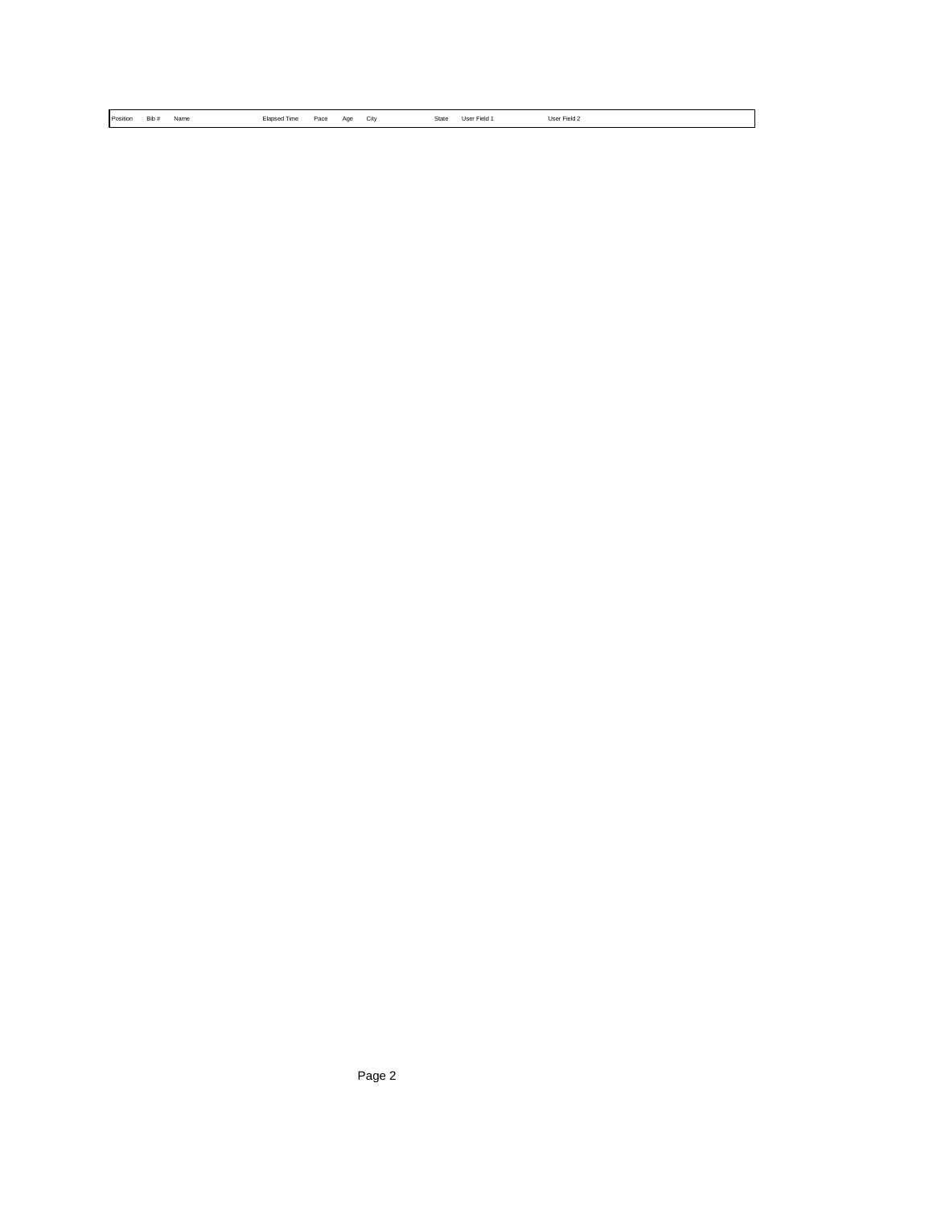| Position | Bib # | Name | Elapsed Time | Pace | Age | City | State | User Field 1 | User Field 2 |
| --- | --- | --- | --- | --- | --- | --- | --- | --- | --- |